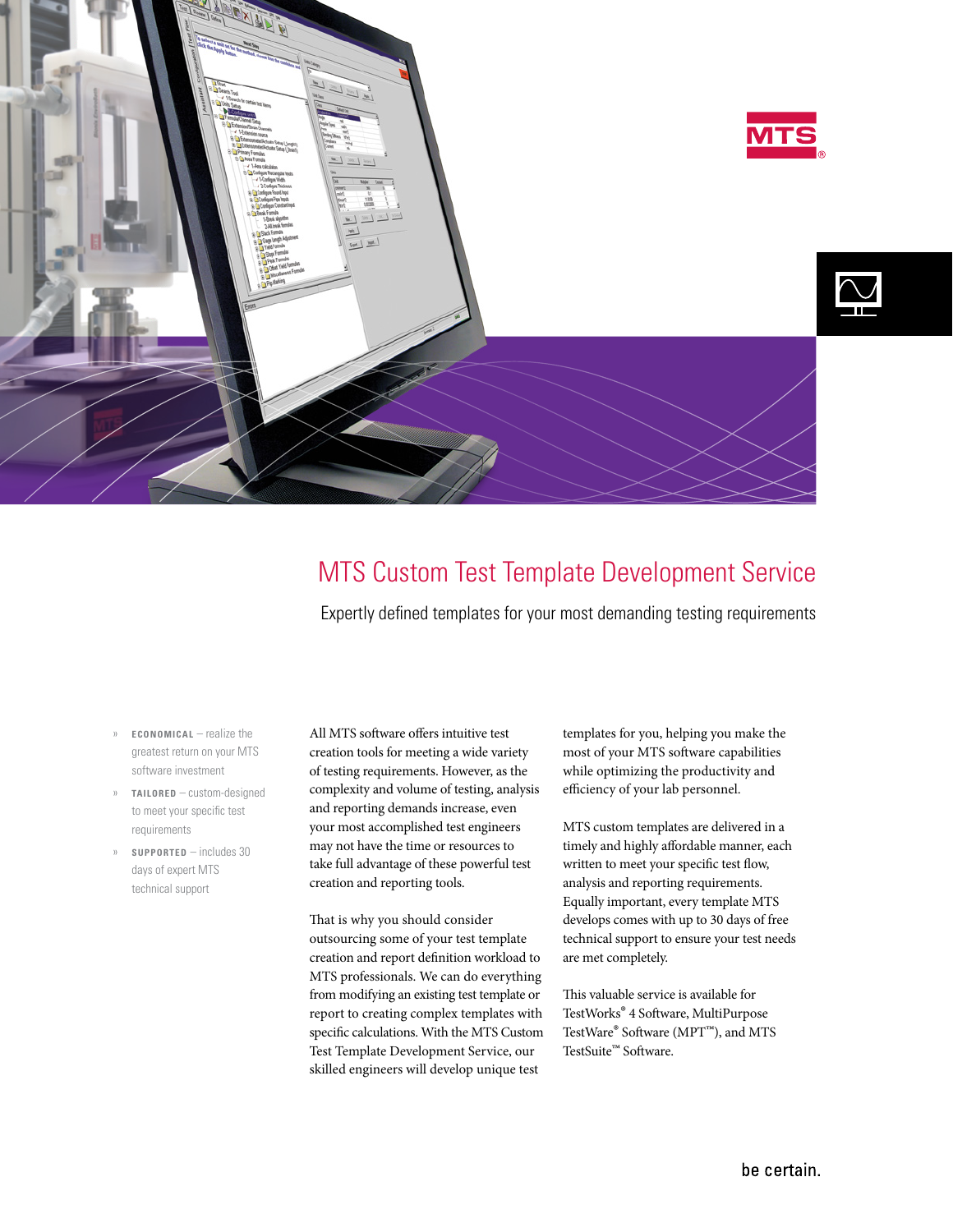# MTS Custom Test Template Development Service

Expertly defined templates for your most demanding testing requirements

- **ECONOMICAL** – realize the greatest return on your MTS software investment
- **TAILORED** – custom-designed to meet your specific test requirements
- **SUPPORTED** – includes 30 days of expert MTS technical support

All MTS software offers intuitive test creation tools for meeting a wide variety of testing requirements. However, as the complexity and volume of testing, analysis and reporting demands increase, even your most accomplished test engineers may not have the time or resources to take full advantage of these powerful test creation and reporting tools.

That is why you should consider outsourcing some of your test template creation and report definition workload to MTS professionals. We can do everything from modifying an existing test template or report to creating complex templates with specific calculations. With the MTS Custom Test Template Development Service, our skilled engineers will develop unique test templates for you, helping you make the most of your MTS software capabilities while optimizing the productivity and efficiency of your lab personnel.

MTS custom templates are delivered in a timely and highly affordable manner, each written to meet your specific test flow, analysis and reporting requirements. Equally important, every template MTS develops comes with up to 30 days of free technical support to ensure your test needs are met completely.

This valuable service is available for TestWorks® 4 Software, MultiPurpose TestWare® Software (MPT™), and MTS TestSuite™ Software.

be certain.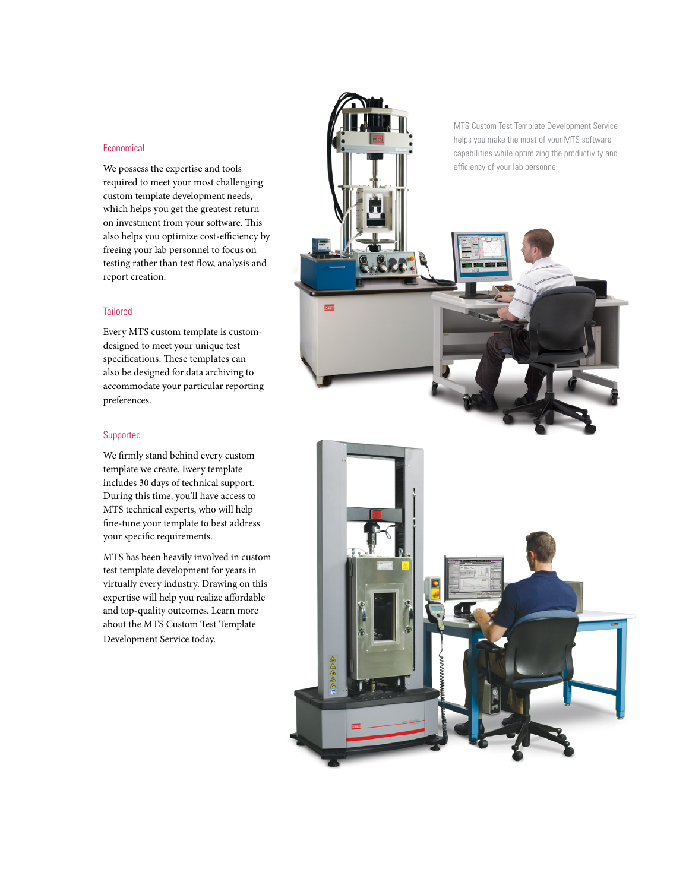### Economical

We possess the expertise and tools required to meet your most challenging custom template development needs, which helps you get the greatest return on investment from your software. This also helps you optimize cost-efficiency by freeing your lab personnel to focus on testing rather than test flow, analysis and report creation.

### Tailored

Every MTS custom template is custom-designed to meet your unique test specifications. These templates can also be designed for data archiving to accommodate your particular reporting preferences.

### Supported

We firmly stand behind every custom template we create. Every template includes 30 days of technical support. During this time, you'll have access to MTS technical experts, who will help fine-tune your template to best address your specific requirements.

MTS has been heavily involved in custom test template development for years in virtually every industry. Drawing on this expertise will help you realize affordable and top-quality outcomes. Learn more about the MTS Custom Test Template Development Service today.

MTS Custom Test Template Development Service helps you make the most of your MTS software capabilities while optimizing the productivity and efficiency of your lab personnel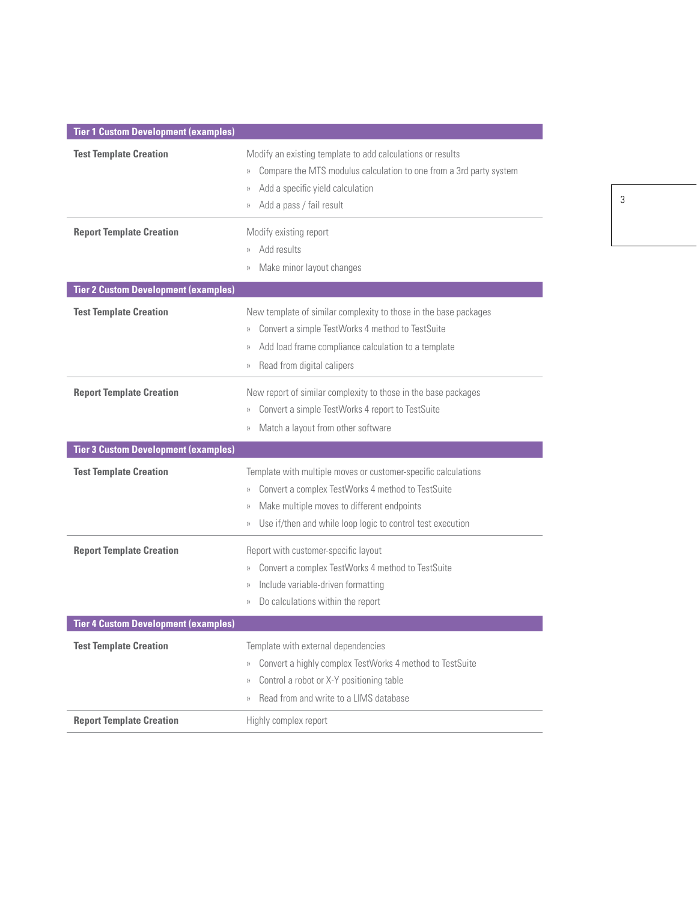## Tier 1 Custom Development (examples)

**Test Template Creation**

Modify an existing template to add calculations or results

- Compare the MTS modulus calculation to one from a 3rd party system
- Add a specific yield calculation
- Add a pass / fail result

**Report Template Creation**

Modify existing report

- Add results
- Make minor layout changes

## Tier 2 Custom Development (examples)

**Test Template Creation**

New template of similar complexity to those in the base packages

- Convert a simple TestWorks 4 method to TestSuite
- Add load frame compliance calculation to a template
- Read from digital calipers

**Report Template Creation**

New report of similar complexity to those in the base packages

- Convert a simple TestWorks 4 report to TestSuite
- Match a layout from other software

## Tier 3 Custom Development (examples)

**Test Template Creation**

Template with multiple moves or customer-specific calculations

- Convert a complex TestWorks 4 method to TestSuite
- Make multiple moves to different endpoints
- Use if/then and while loop logic to control test execution

**Report Template Creation**

Report with customer-specific layout

- Convert a complex TestWorks 4 method to TestSuite
- Include variable-driven formatting
- Do calculations within the report

## Tier 4 Custom Development (examples)

**Test Template Creation**

Template with external dependencies

- Convert a highly complex TestWorks 4 method to TestSuite
- Control a robot or X-Y positioning table
- Read from and write to a LIMS database

**Report Template Creation**

Highly complex report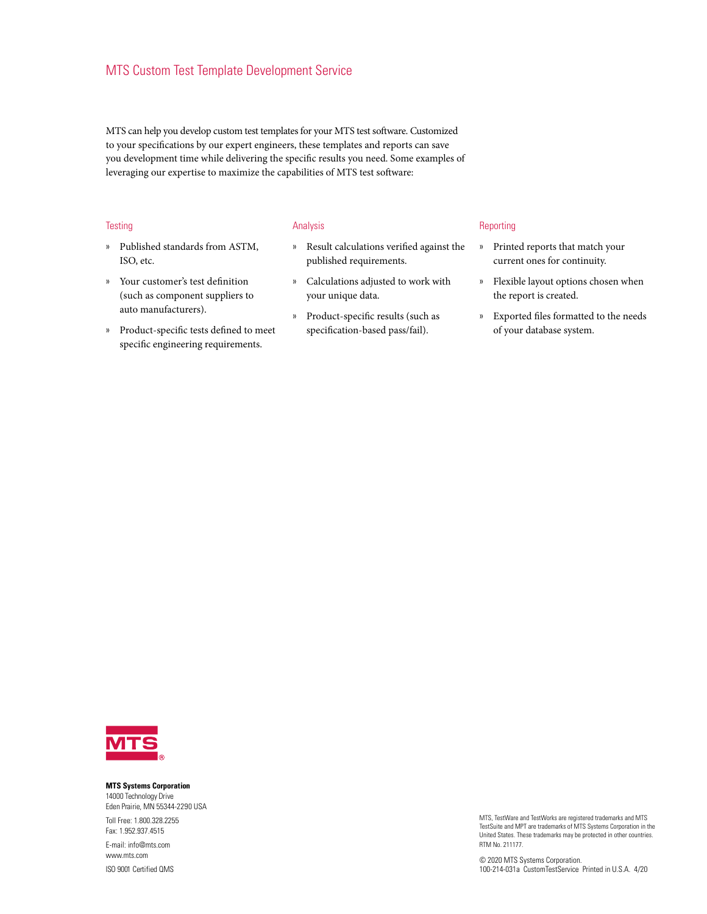## MTS Custom Test Template Development Service

MTS can help you develop custom test templates for your MTS test software. Customized to your specifications by our expert engineers, these templates and reports can save you development time while delivering the specific results you need. Some examples of leveraging our expertise to maximize the capabilities of MTS test software:

### Testing

- Published standards from ASTM, ISO, etc.
- Your customer's test definition (such as component suppliers to auto manufacturers).
- Product-specific tests defined to meet specific engineering requirements.

### Analysis

- Result calculations verified against the published requirements.
- Calculations adjusted to work with your unique data.
- Product-specific results (such as specification-based pass/fail).

### Reporting

- Printed reports that match your current ones for continuity.
- Flexible layout options chosen when the report is created.
- Exported files formatted to the needs of your database system.

**MTS Systems Corporation**
14000 Technology Drive
Eden Prairie, MN 55344-2290 USA

Toll Free: 1.800.328.2255
Fax: 1.952.937.4515

E-mail: info@mts.com
www.mts.com

ISO 9001 Certified QMS

MTS, TestWare and TestWorks are registered trademarks and MTS TestSuite and MPT are trademarks of MTS Systems Corporation in the United States. These trademarks may be protected in other countries. RTM No. 211177.

© 2020 MTS Systems Corporation.
100-214-031a CustomTestService Printed in U.S.A. 4/20